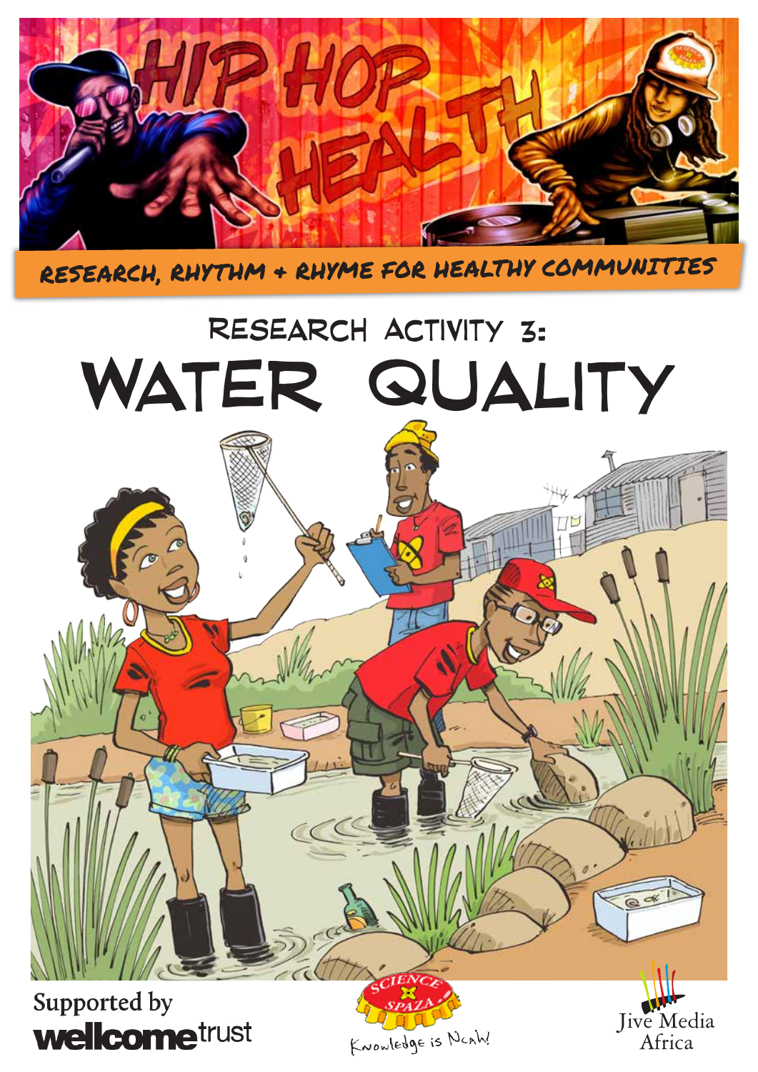# HIP HOP HEALTH

RESEARCH, RHYTHM + RHYME FOR HEALTHY COMMUNITIES

## RESEARCH ACTIVITY 3:

# WATER QUALITY

Supported by wellcome trust

SCIENCE SPAZA — Knowledge is Ncah!

Jive Media Africa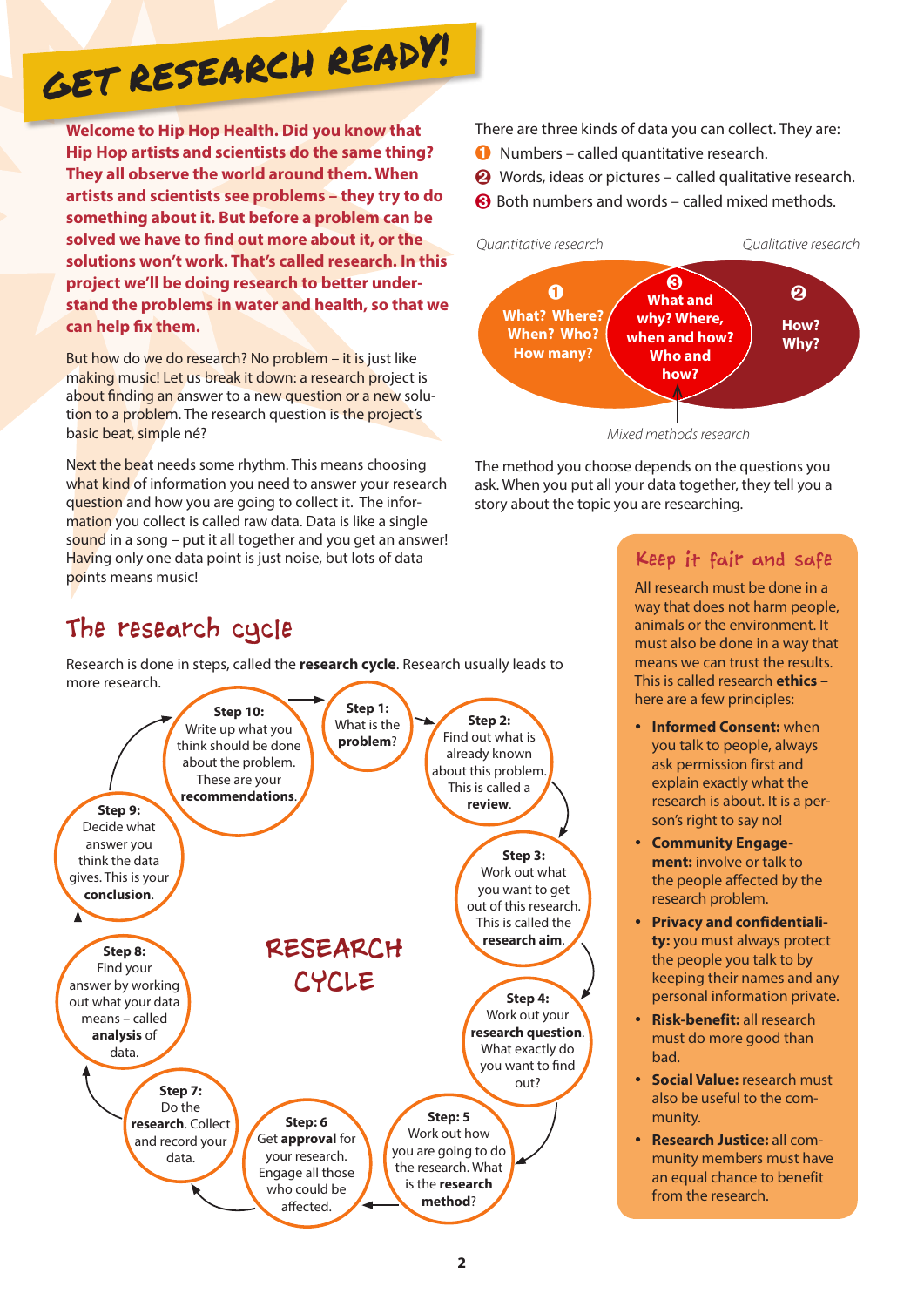# GET RESEARCH READY!

**Welcome to Hip Hop Health. Did you know that Hip Hop artists and scientists do the same thing? They all observe the world around them. When artists and scientists see problems – they try to do something about it. But before a problem can be solved we have to find out more about it, or the solutions won't work. That's called research. In this project we'll be doing research to better understand the problems in water and health, so that we can help fix them.**

But how do we do research? No problem – it is just like making music! Let us break it down: a research project is about finding an answer to a new question or a new solution to a problem. The research question is the project's basic beat, simple né?

Next the beat needs some rhythm. This means choosing what kind of information you need to answer your research question and how you are going to collect it. The information you collect is called raw data. Data is like a single sound in a song – put it all together and you get an answer! Having only one data point is just noise, but lots of data points means music!

There are three kinds of data you can collect. They are:

1. Numbers – called quantitative research.
2. Words, ideas or pictures – called qualitative research.
3. Both numbers and words – called mixed methods.

*Quantitative research* — ❶ What? Where? When? Who? How many?

*Qualitative research* — ❷ How? Why?

*Mixed methods research* — ❸ What and why? Where, when and how? Who and how?

The method you choose depends on the questions you ask. When you put all your data together, they tell you a story about the topic you are researching.

## The research cycle

Research is done in steps, called the **research cycle**. Research usually leads to more research.

**RESEARCH CYCLE**

- **Step 1:** What is the **problem**?
- **Step 2:** Find out what is already known about this problem. This is called a **review**.
- **Step 3:** Work out what you want to get out of this research. This is called the **research aim**.
- **Step 4:** Work out your **research question**. What exactly do you want to find out?
- **Step: 5** Work out how you are going to do the research. What is the **research method**?
- **Step: 6** Get **approval** for your research. Engage all those who could be affected.
- **Step 7:** Do the **research**. Collect and record your data.
- **Step 8:** Find your answer by working out what your data means – called **analysis** of data.
- **Step 9:** Decide what answer you think the data gives. This is your **conclusion**.
- **Step 10:** Write up what you think should be done about the problem. These are your **recommendations**.

## Keep it fair and safe

All research must be done in a way that does not harm people, animals or the environment. It must also be done in a way that means we can trust the results. This is called research **ethics** – here are a few principles:

- **Informed Consent:** when you talk to people, always ask permission first and explain exactly what the research is about. It is a person's right to say no!
- **Community Engagement:** involve or talk to the people affected by the research problem.
- **Privacy and confidentiality:** you must always protect the people you talk to by keeping their names and any personal information private.
- **Risk-benefit:** all research must do more good than bad.
- **Social Value:** research must also be useful to the community.
- **Research Justice:** all community members must have an equal chance to benefit from the research.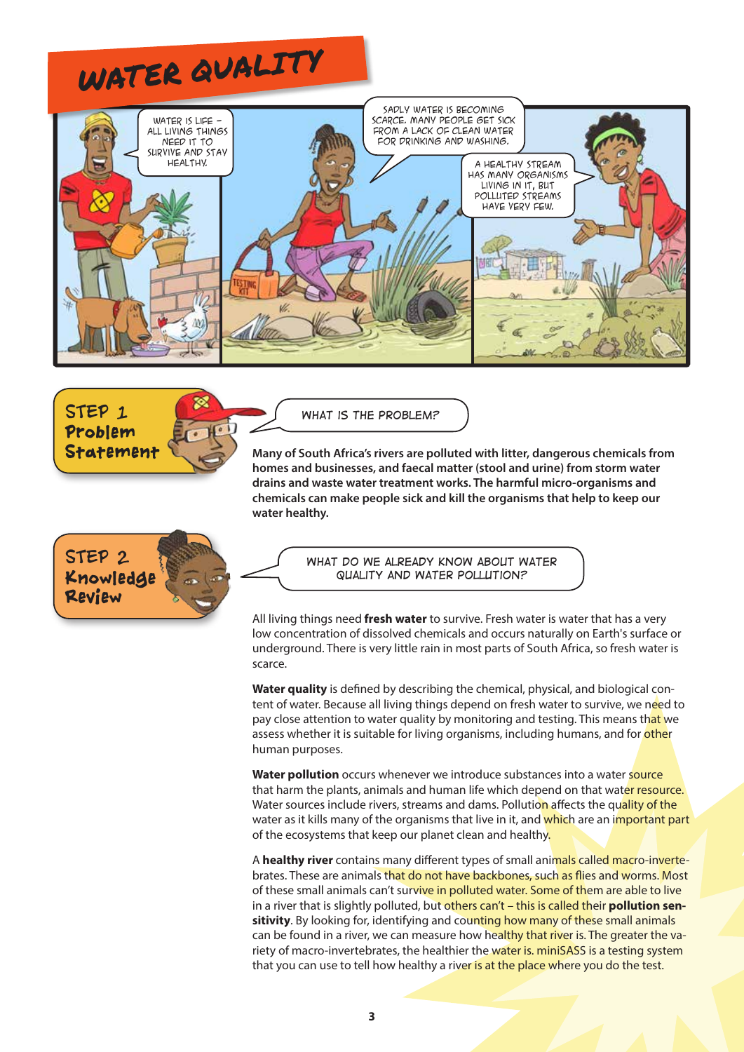# WATER QUALITY

WATER IS LIFE – ALL LIVING THINGS NEED IT TO SURVIVE AND STAY HEALTHY.

SADLY WATER IS BECOMING SCARCE. MANY PEOPLE GET SICK FROM A LACK OF CLEAN WATER FOR DRINKING AND WASHING.

A HEALTHY STREAM HAS MANY ORGANISMS LIVING IN IT, BUT POLLUTED STREAMS HAVE VERY FEW.

## STEP 1 Problem Statement

WHAT IS THE PROBLEM?

**Many of South Africa's rivers are polluted with litter, dangerous chemicals from homes and businesses, and faecal matter (stool and urine) from storm water drains and waste water treatment works. The harmful micro-organisms and chemicals can make people sick and kill the organisms that help to keep our water healthy.**

## STEP 2 Knowledge Review

WHAT DO WE ALREADY KNOW ABOUT WATER QUALITY AND WATER POLLUTION?

All living things need **fresh water** to survive. Fresh water is water that has a very low concentration of dissolved chemicals and occurs naturally on Earth's surface or underground. There is very little rain in most parts of South Africa, so fresh water is scarce.

**Water quality** is defined by describing the chemical, physical, and biological content of water. Because all living things depend on fresh water to survive, we need to pay close attention to water quality by monitoring and testing. This means that we assess whether it is suitable for living organisms, including humans, and for other human purposes.

**Water pollution** occurs whenever we introduce substances into a water source that harm the plants, animals and human life which depend on that water resource. Water sources include rivers, streams and dams. Pollution affects the quality of the water as it kills many of the organisms that live in it, and which are an important part of the ecosystems that keep our planet clean and healthy.

A **healthy river** contains many different types of small animals called macro-invertebrates. These are animals that do not have backbones, such as flies and worms. Most of these small animals can't survive in polluted water. Some of them are able to live in a river that is slightly polluted, but others can't – this is called their **pollution sensitivity**. By looking for, identifying and counting how many of these small animals can be found in a river, we can measure how healthy that river is. The greater the variety of macro-invertebrates, the healthier the water is. miniSASS is a testing system that you can use to tell how healthy a river is at the place where you do the test.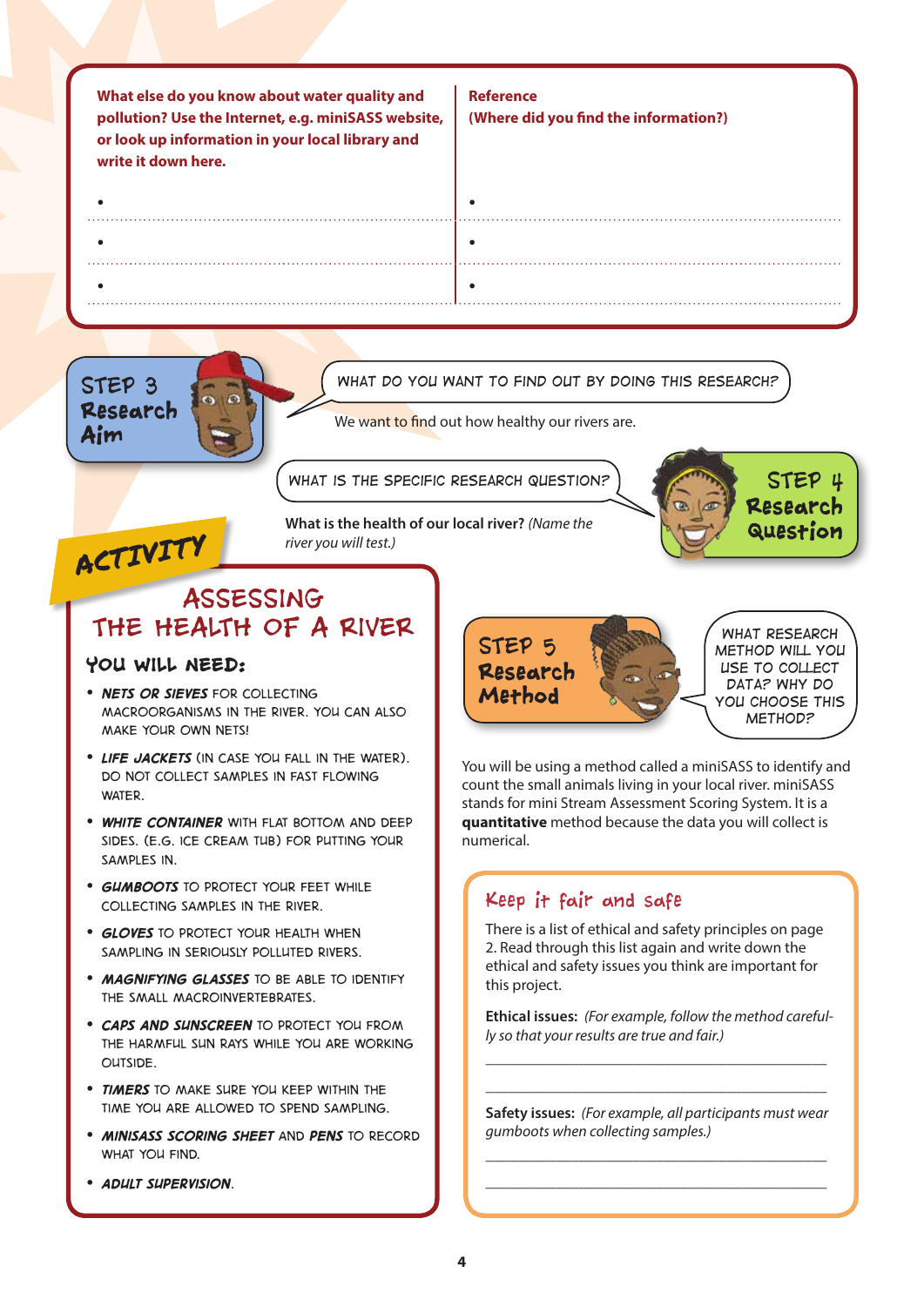| What else do you know about water quality and pollution? Use the Internet, e.g. miniSASS website, or look up information in your local library and write it down here. | Reference (Where did you find the information?) |
| --- | --- |
| • | • |
| • | • |
| • | • |

## STEP 3 Research Aim

WHAT DO YOU WANT TO FIND OUT BY DOING THIS RESEARCH?

We want to find out how healthy our rivers are.

## STEP 4 Research Question

WHAT IS THE SPECIFIC RESEARCH QUESTION?

**What is the health of our local river?** *(Name the river you will test.)*

## ACTIVITY

## ASSESSING THE HEALTH OF A RIVER

### YOU WILL NEED:

- ***NETS OR SIEVES*** FOR COLLECTING MACROORGANISMS IN THE RIVER. YOU CAN ALSO MAKE YOUR OWN NETS!
- ***LIFE JACKETS*** (IN CASE YOU FALL IN THE WATER). DO NOT COLLECT SAMPLES IN FAST FLOWING WATER.
- ***WHITE CONTAINER*** WITH FLAT BOTTOM AND DEEP SIDES. (E.G. ICE CREAM TUB) FOR PUTTING YOUR SAMPLES IN.
- ***GUMBOOTS*** TO PROTECT YOUR FEET WHILE COLLECTING SAMPLES IN THE RIVER.
- ***GLOVES*** TO PROTECT YOUR HEALTH WHEN SAMPLING IN SERIOUSLY POLLUTED RIVERS.
- ***MAGNIFYING GLASSES*** TO BE ABLE TO IDENTIFY THE SMALL MACROINVERTEBRATES.
- ***CAPS AND SUNSCREEN*** TO PROTECT YOU FROM THE HARMFUL SUN RAYS WHILE YOU ARE WORKING OUTSIDE.
- ***TIMERS*** TO MAKE SURE YOU KEEP WITHIN THE TIME YOU ARE ALLOWED TO SPEND SAMPLING.
- ***MINISASS SCORING SHEET*** AND ***PENS*** TO RECORD WHAT YOU FIND.
- ***ADULT SUPERVISION***.

## STEP 5 Research Method

WHAT RESEARCH METHOD WILL YOU USE TO COLLECT DATA? WHY DO YOU CHOOSE THIS METHOD?

You will be using a method called a miniSASS to identify and count the small animals living in your local river. miniSASS stands for mini Stream Assessment Scoring System. It is a **quantitative** method because the data you will collect is numerical.

### Keep it fair and safe

There is a list of ethical and safety principles on page 2. Read through this list again and write down the ethical and safety issues you think are important for this project.

**Ethical issues:** *(For example, follow the method carefully so that your results are true and fair.)*

_______________________________________________

_______________________________________________

**Safety issues:** *(For example, all participants must wear gumboots when collecting samples.)*

_______________________________________________

_______________________________________________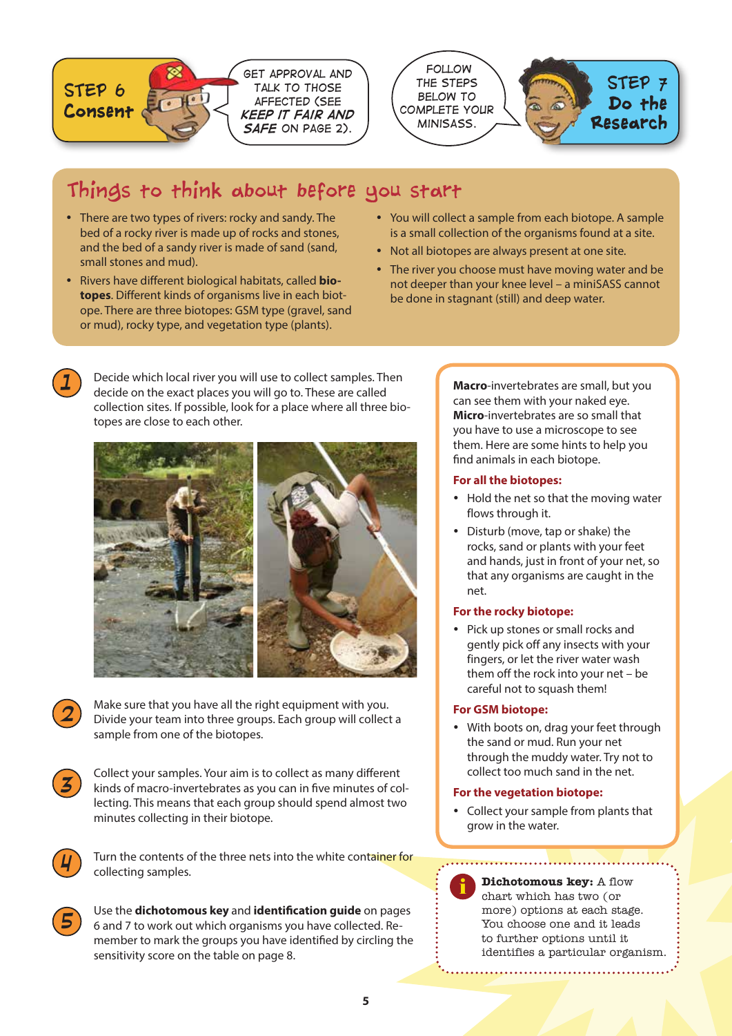## STEP 6 Consent

GET APPROVAL AND TALK TO THOSE AFFECTED (SEE *KEEP IT FAIR AND SAFE* ON PAGE 2).

## STEP 7 Do the Research

FOLLOW THE STEPS BELOW TO COMPLETE YOUR MINISASS.

## Things to think about before you start

- There are two types of rivers: rocky and sandy. The bed of a rocky river is made up of rocks and stones, and the bed of a sandy river is made of sand (sand, small stones and mud).
- Rivers have different biological habitats, called **biotopes**. Different kinds of organisms live in each biotope. There are three biotopes: GSM type (gravel, sand or mud), rocky type, and vegetation type (plants).
- You will collect a sample from each biotope. A sample is a small collection of the organisms found at a site.
- Not all biotopes are always present at one site.
- The river you choose must have moving water and be not deeper than your knee level – a miniSASS cannot be done in stagnant (still) and deep water.

1. Decide which local river you will use to collect samples. Then decide on the exact places you will go to. These are called collection sites. If possible, look for a place where all three biotopes are close to each other.

2. Make sure that you have all the right equipment with you. Divide your team into three groups. Each group will collect a sample from one of the biotopes.

3. Collect your samples. Your aim is to collect as many different kinds of macro-invertebrates as you can in five minutes of collecting. This means that each group should spend almost two minutes collecting in their biotope.

4. Turn the contents of the three nets into the white container for collecting samples.

5. Use the **dichotomous key** and **identification guide** on pages 6 and 7 to work out which organisms you have collected. Remember to mark the groups you have identified by circling the sensitivity score on the table on page 8.

**Macro**-invertebrates are small, but you can see them with your naked eye. **Micro**-invertebrates are so small that you have to use a microscope to see them. Here are some hints to help you find animals in each biotope.

**For all the biotopes:**

- Hold the net so that the moving water flows through it.
- Disturb (move, tap or shake) the rocks, sand or plants with your feet and hands, just in front of your net, so that any organisms are caught in the net.

**For the rocky biotope:**

- Pick up stones or small rocks and gently pick off any insects with your fingers, or let the river water wash them off the rock into your net – be careful not to squash them!

**For GSM biotope:**

- With boots on, drag your feet through the sand or mud. Run your net through the muddy water. Try not to collect too much sand in the net.

**For the vegetation biotope:**

- Collect your sample from plants that grow in the water.

**Dichotomous key:** A flow chart which has two (or more) options at each stage. You choose one and it leads to further options until it identifies a particular organism.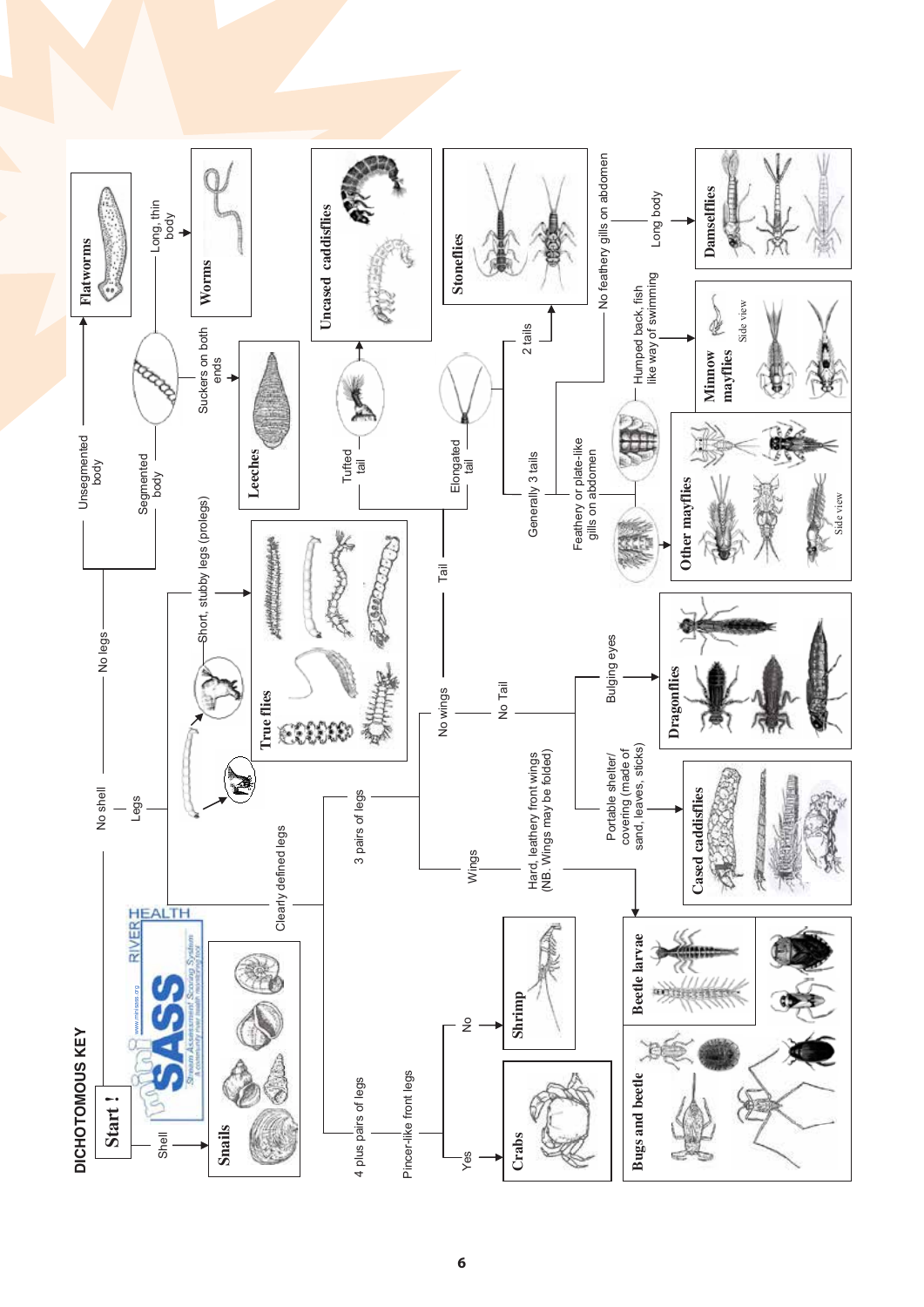# DICHOTOMOUS KEY

**Start !**

- **Shell** → **Snails**
- **No shell**
  - **No legs**
    - **Unsegmented body** → **Flatworms**
    - **Segmented body**
      - **Long, thin body** → **Worms**
      - **Suckers on both ends** → **Leeches**
  - **Legs**
    - **Short, stubby legs (prolegs)** → **True flies**
    - **Clearly defined legs**
      - **3 pairs of legs**
        - **No wings**
          - **Tail**
            - **Tufted tail** → **Uncased caddisflies**
            - **Elongated tail**
              - **2 tails** → **Stoneflies**
              - **Generally 3 tails**
                - **No feathery gills on abdomen**
                  - **Long body** → **Damselflies**
                - **Feathery or plate-like gills on abdomen**
                  - **Humped back, fish like way of swimming** → **Minnow mayflies** (Side view)
                  - → **Other mayflies** (Side view)
          - **No Tail**
            - **Bulging eyes** → **Dragonflies**
            - **Portable shelter/ covering (made of sand, leaves, sticks)** → **Cased caddisflies**
        - **Wings**
          - **Hard, leathery front wings (NB. Wings may be folded)** → **Beetle larvae**; **Bugs and beetle**
      - **4 plus pairs of legs**
        - **Pincer-like front legs**
          - **Yes** → **Crabs**
          - **No** → **Shrimp**

miniSASS — Stream Assessment Scoring System — A community river health monitoring tool — RIVER HEALTH — www.minisass.org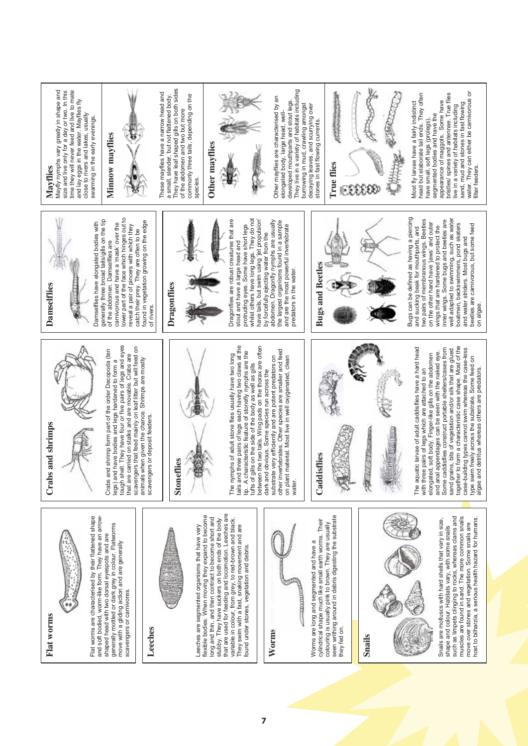## Flat worms

Flat worms are characterised by their flattened shape and soft bodied, worm-like form. They have an arrow-shaped head with two dorsal eyespots and are generally mottled or dark grey in colour. Flatworms move with a gliding action and are generally scavengers or carnivores.

## Leeches

Leeches are segmented organisms that have very flexible bodies. When moving they expand to become long and thin, and then contract to become short and stubby. They have suckers on both ends of the body that are used for feeding and locomotion. Leeches are variable in colour, from grey, to red-brown and black. They swim with a fast, snaking movement and are found under stones, vegetation and debris.

## Worms

Worms are long and segmented and have a cylindrical shape much like small earth worms. Their colouring is usually pink to brown. They are usually seen writhing around in debris digesting the substrate they fed on.

## Snails

Snails are molluscs with hard shells that vary in size, shape and colour. Habitats vary, with some snails such as limpets clinging to rocks, whereas clams and muscles are found in sand. The more common snails move over stones and vegetation. Some snails are host to bilharzia, a serious health hazard for humans.

## Crabs and shrimps

Crabs and shrimp form part of the order Decopoda (ten legs) and have bodies and legs hardened to form a tough shell. They have four or five pairs of legs and eyes that are carried on stalks and are movable. Crabs are scavengers that feed mainly on leaf litter but will feed on animals when given the chance. Shrimps are mostly scavengers or deposit feeders.

## Stoneflies

The nymphs of adult stone flies usually have two long tails and three pairs of legs each having two claws at the tip. A characteristic feature of stonefly nymphs are the tufts of gills on the side of the body as well as gills between the two tails. Wing pads on the thorax are often dark and obvious. Some species run across the substrate very efficiently and are potent predators on other invertebrates. Other species are smaller and feed on plant material. Most live in well oxygenated, clean water.

## Caddisflies

The aquatic larvae of adult caddisflies have a hard head with three pairs of legs which are attached to an elongated, soft body. Finger-like gills on the abdomen and anal appendages can be seen with the naked eye. Some caddisflies construct portable shelters/cases from sand grains, bits of vegetation and/or silk that are glued together to form a characteristic case shape. Most of the case-building types cannot swim whereas the case-less type swim freely across the substrate. Some feed on algae and detritus whereas others are predators.

## Damselflies

Damselflies have elongated bodies with generally three broad tails/gills on the tip of the abdomen. Damselflies are carnivorous and have a 'mask' over the lower part of the face which hinges out to reveal a pair of pincers with which they catch their prey. They are often to be found in vegetation growing on the edge of rivers.

## Dragonflies

Dragonflies are robust creatures that are stout and have a large head and protruding eyes. Some have short legs whilst others have long legs. They do not have tails, but swim using 'jet propulsion' by forcefully ejecting water from the abdomen. Dragonfly nymphs are usually the largest organisms found in a sample and are the most powerful invertebrate predators in the water.

## Bugs and Beetles

Bugs can be defined as having a piercing and sucking beak for mouthparts, and two pairs of membranous wings. Beetles on the other hand have 'jaws' and outer wings that are hardened to protect the inner wings. Some bugs and beetles are well adapted to swimming, such as water boatmen, backswimmers, pond skaters and water striders. Most bugs and beetles are carnivorous, but some feed on algae.

## Mayflies

Mayfly nymphs vary greatly in shape and size and live only for a day or two. In this time they will never feed and live to mate and lay eggs in the water. Mayflies fly close to rivers and lakes, usually swarming in the early evenings.

## Minnow mayflies

These mayflies have a narrow head and a small, slender, but not flattened body. They have leaf shaped gills on both sides of the abdomen and two but more commonly three tails, depending on the species.

## Other mayflies

Other mayflies are characterised by an elongated body, large head, well-developed mouthparts and stout legs. They live in a variety of habitats including burrowing in mud, crawling amongst decaying leaves, and scurrying over stones in fast flowing currents.

## True flies

Most fly larvae have a fairly indistinct head but elaborate tail ends. They often have small, soft legs (prolegs), segmented bodies and have the appearance of maggots. Some have bristles/ spines and antennae. True flies live in a variety of habitats including sand, mud and stones in fast flowing water. They can either be carnivorous or filter feeders.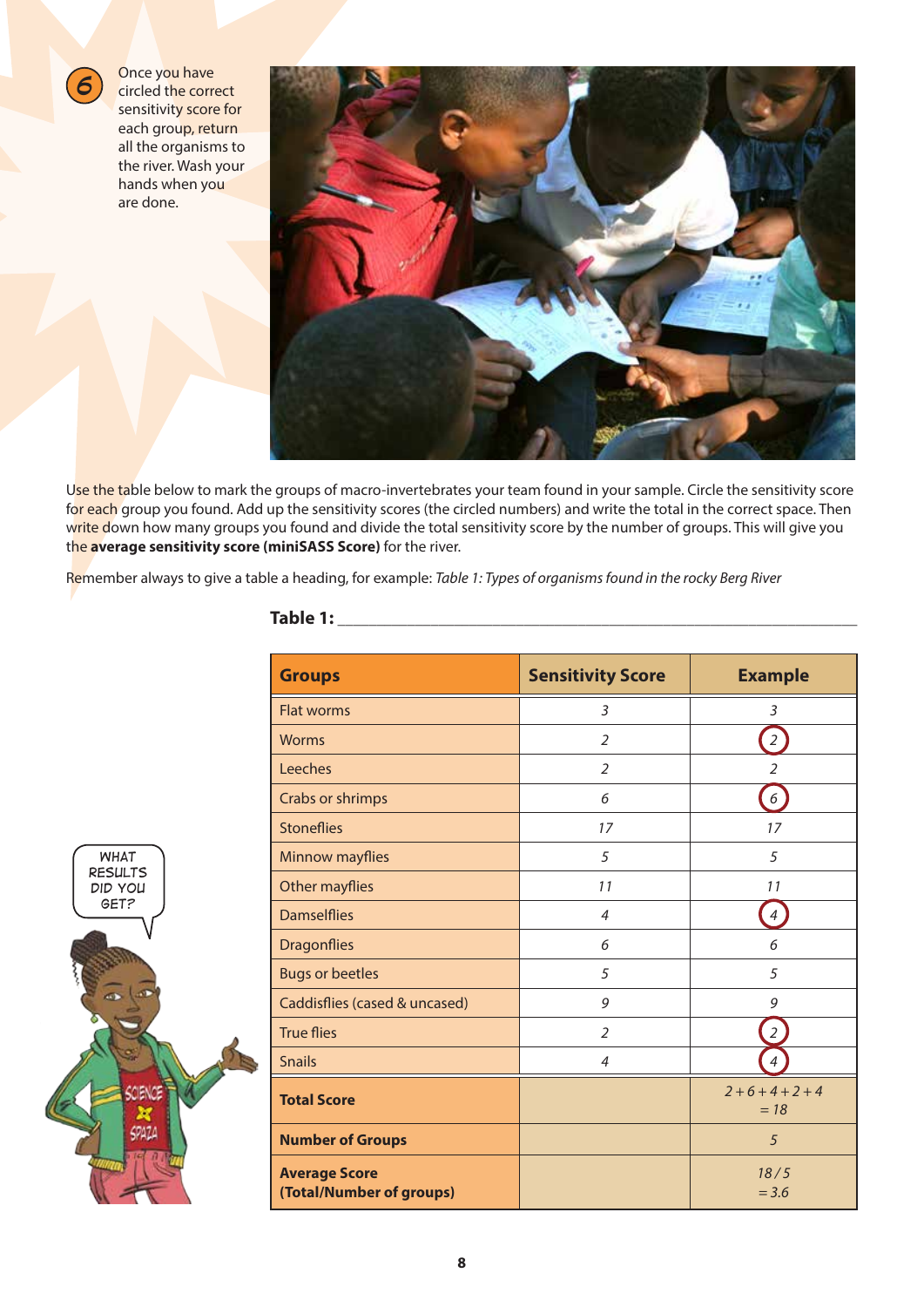6 Once you have circled the correct sensitivity score for each group, return all the organisms to the river. Wash your hands when you are done.

Use the table below to mark the groups of macro-invertebrates your team found in your sample. Circle the sensitivity score for each group you found. Add up the sensitivity scores (the circled numbers) and write the total in the correct space. Then write down how many groups you found and divide the total sensitivity score by the number of groups. This will give you the **average sensitivity score (miniSASS Score)** for the river.

Remember always to give a table a heading, for example: *Table 1: Types of organisms found in the rocky Berg River*

**Table 1:** ____________________________________________

| Groups | Sensitivity Score | Example |
|---|---|---|
| Flat worms | 3 | 3 |
| Worms | 2 | (2) |
| Leeches | 2 | 2 |
| Crabs or shrimps | 6 | (6) |
| Stoneflies | 17 | 17 |
| Minnow mayflies | 5 | 5 |
| Other mayflies | 11 | 11 |
| Damselflies | 4 | (4) |
| Dragonflies | 6 | 6 |
| Bugs or beetles | 5 | 5 |
| Caddisflies (cased & uncased) | 9 | 9 |
| True flies | 2 | (2) |
| Snails | 4 | (4) |
| **Total Score** | | 2 + 6 + 4 + 2 + 4 = 18 |
| **Number of Groups** | | 5 |
| **Average Score (Total/Number of groups)** | | 18 / 5 = 3.6 |

WHAT RESULTS DID YOU GET?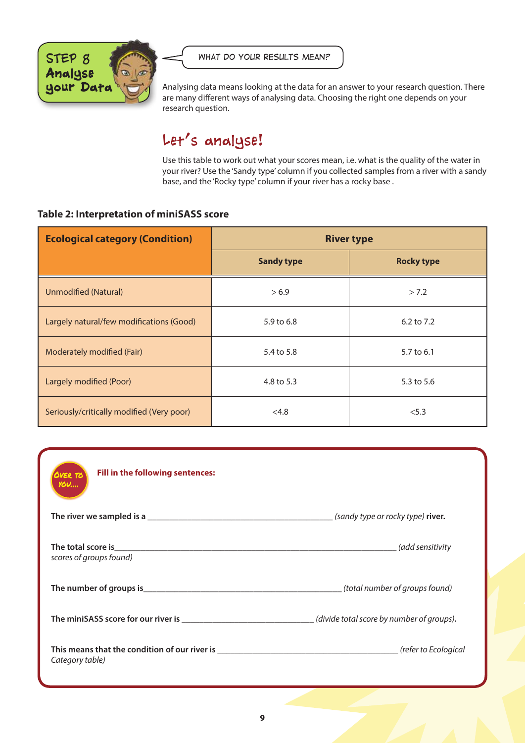## STEP 8 Analyse your Data

WHAT DO YOUR RESULTS MEAN?

Analysing data means looking at the data for an answer to your research question. There are many different ways of analysing data. Choosing the right one depends on your research question.

## Let's analyse!

Use this table to work out what your scores mean, i.e. what is the quality of the water in your river? Use the 'Sandy type' column if you collected samples from a river with a sandy base, and the 'Rocky type' column if your river has a rocky base .

**Table 2: Interpretation of miniSASS score**

| Ecological category (Condition) | River type | |
|---|---|---|
| | **Sandy type** | **Rocky type** |
| Unmodified (Natural) | > 6.9 | > 7.2 |
| Largely natural/few modifications (Good) | 5.9 to 6.8 | 6.2 to 7.2 |
| Moderately modified (Fair) | 5.4 to 5.8 | 5.7 to 6.1 |
| Largely modified (Poor) | 4.8 to 5.3 | 5.3 to 5.6 |
| Seriously/critically modified (Very poor) | <4.8 | <5.3 |

**Over to you....**

**Fill in the following sentences:**

**The river we sampled is a** ____________________ *(sandy type or rocky type)* **river.**

**The total score is**____________________ *(add sensitivity scores of groups found)*

**The number of groups is**____________________ *(total number of groups found)*

**The miniSASS score for our river is** ____________________ *(divide total score by number of groups)*.

**This means that the condition of our river is** ____________________ *(refer to Ecological Category table)*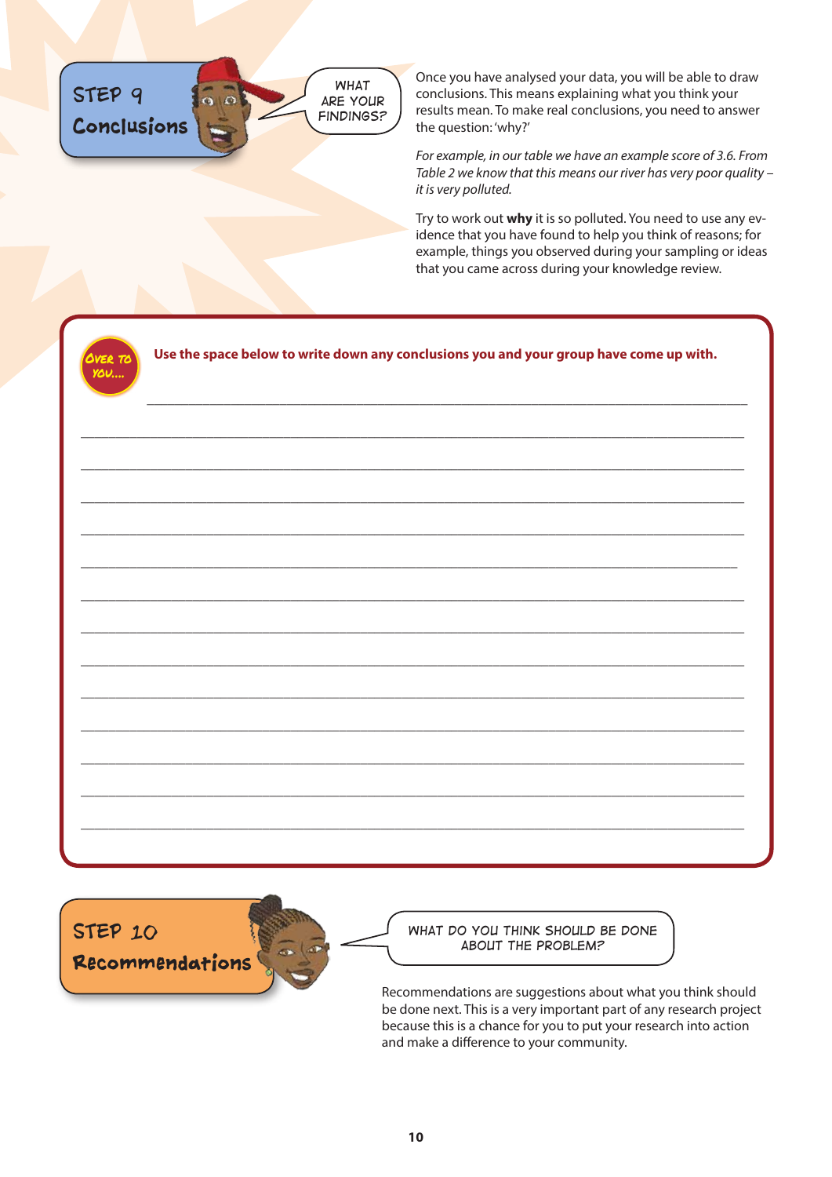## STEP 9 Conclusions

WHAT ARE YOUR FINDINGS?

Once you have analysed your data, you will be able to draw conclusions. This means explaining what you think your results mean. To make real conclusions, you need to answer the question: 'why?'

*For example, in our table we have an example score of 3.6. From Table 2 we know that this means our river has very poor quality – it is very polluted.*

Try to work out **why** it is so polluted. You need to use any evidence that you have found to help you think of reasons; for example, things you observed during your sampling or ideas that you came across during your knowledge review.

**OVER TO YOU....**

**Use the space below to write down any conclusions you and your group have come up with.**

_______________________________________________________________________________

_______________________________________________________________________________

_______________________________________________________________________________

_______________________________________________________________________________

_______________________________________________________________________________

_______________________________________________________________________________

_______________________________________________________________________________

_______________________________________________________________________________

_______________________________________________________________________________

_______________________________________________________________________________

_______________________________________________________________________________

_______________________________________________________________________________

_______________________________________________________________________________

_______________________________________________________________________________

## STEP 10 Recommendations

WHAT DO YOU THINK SHOULD BE DONE ABOUT THE PROBLEM?

Recommendations are suggestions about what you think should be done next. This is a very important part of any research project because this is a chance for you to put your research into action and make a difference to your community.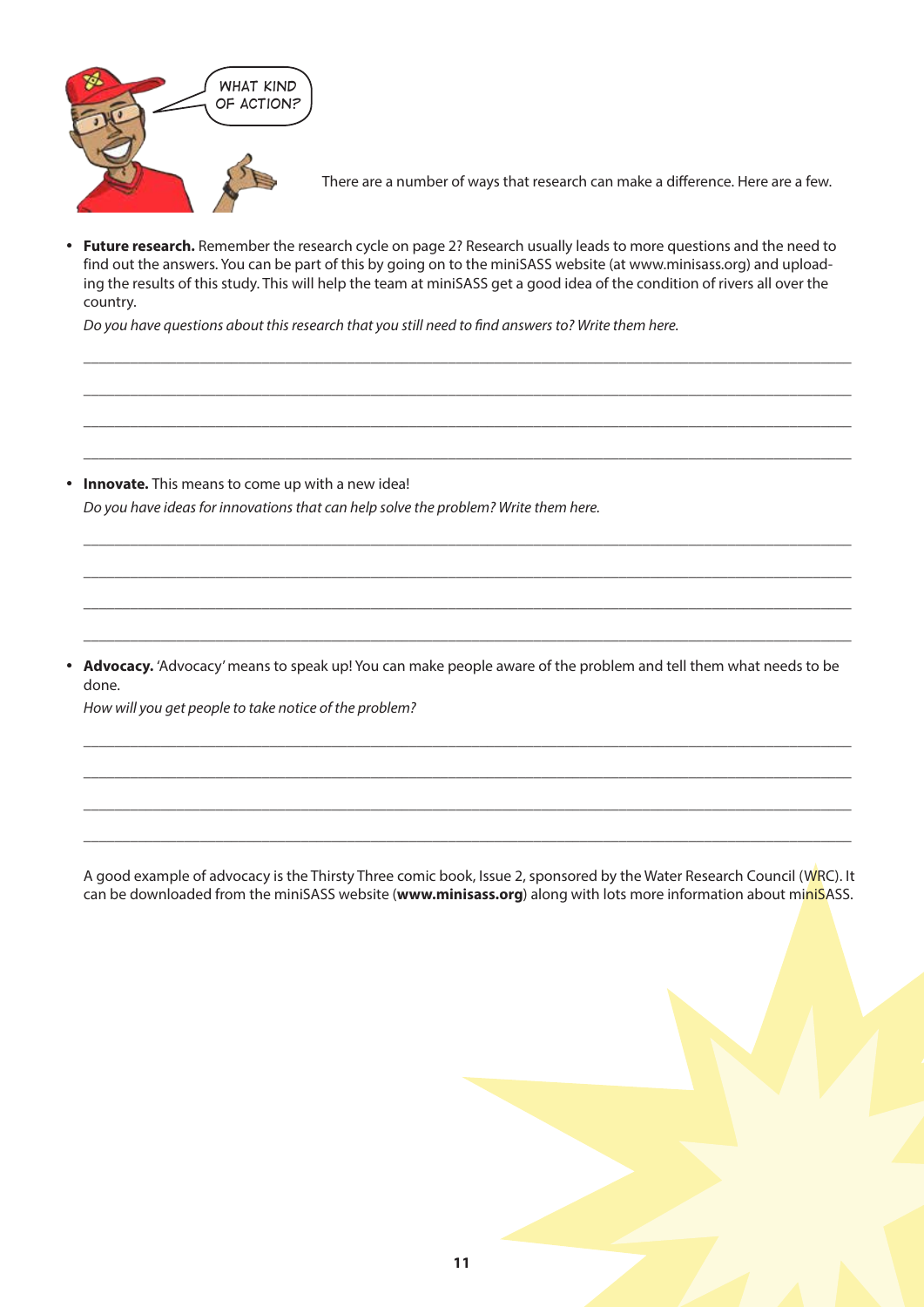WHAT KIND OF ACTION?

There are a number of ways that research can make a difference. Here are a few.

- **Future research.** Remember the research cycle on page 2? Research usually leads to more questions and the need to find out the answers. You can be part of this by going on to the miniSASS website (at www.minisass.org) and uploading the results of this study. This will help the team at miniSASS get a good idea of the condition of rivers all over the country.

  *Do you have questions about this research that you still need to find answers to? Write them here.*

  ______________________________________________________________________

  ______________________________________________________________________

  ______________________________________________________________________

  ______________________________________________________________________

- **Innovate.** This means to come up with a new idea!

  *Do you have ideas for innovations that can help solve the problem? Write them here.*

  ______________________________________________________________________

  ______________________________________________________________________

  ______________________________________________________________________

  ______________________________________________________________________

- **Advocacy.** 'Advocacy' means to speak up! You can make people aware of the problem and tell them what needs to be done.

  *How will you get people to take notice of the problem?*

  ______________________________________________________________________

  ______________________________________________________________________

  ______________________________________________________________________

  ______________________________________________________________________

A good example of advocacy is the Thirsty Three comic book, Issue 2, sponsored by the Water Research Council (WRC). It can be downloaded from the miniSASS website (**www.minisass.org**) along with lots more information about miniSASS.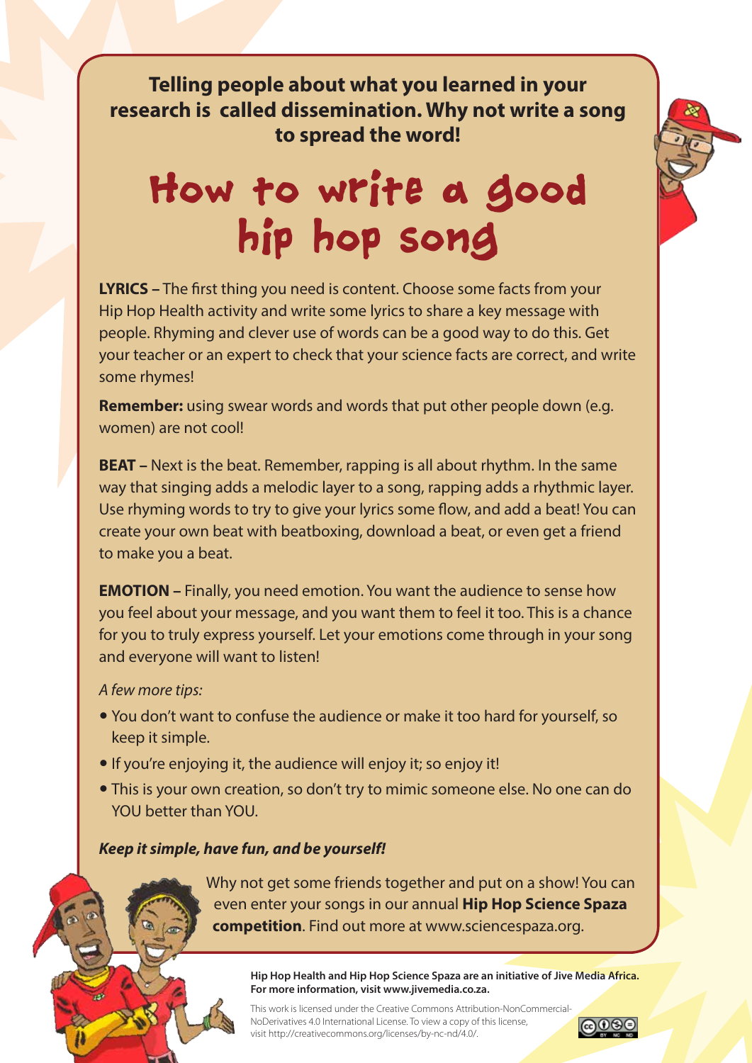**Telling people about what you learned in your research is called dissemination. Why not write a song to spread the word!**

# How to write a good hip hop song

**LYRICS –** The first thing you need is content. Choose some facts from your Hip Hop Health activity and write some lyrics to share a key message with people. Rhyming and clever use of words can be a good way to do this. Get your teacher or an expert to check that your science facts are correct, and write some rhymes!

**Remember:** using swear words and words that put other people down (e.g. women) are not cool!

**BEAT –** Next is the beat. Remember, rapping is all about rhythm. In the same way that singing adds a melodic layer to a song, rapping adds a rhythmic layer. Use rhyming words to try to give your lyrics some flow, and add a beat! You can create your own beat with beatboxing, download a beat, or even get a friend to make you a beat.

**EMOTION –** Finally, you need emotion. You want the audience to sense how you feel about your message, and you want them to feel it too. This is a chance for you to truly express yourself. Let your emotions come through in your song and everyone will want to listen!

*A few more tips:*

- You don't want to confuse the audience or make it too hard for yourself, so keep it simple.
- If you're enjoying it, the audience will enjoy it; so enjoy it!
- This is your own creation, so don't try to mimic someone else. No one can do YOU better than YOU.

***Keep it simple, have fun, and be yourself!***

Why not get some friends together and put on a show! You can even enter your songs in our annual **Hip Hop Science Spaza competition**. Find out more at www.sciencespaza.org.

**Hip Hop Health and Hip Hop Science Spaza are an initiative of Jive Media Africa. For more information, visit www.jivemedia.co.za.**

This work is licensed under the Creative Commons Attribution-NonCommercial-NoDerivatives 4.0 International License. To view a copy of this license, visit http://creativecommons.org/licenses/by-nc-nd/4.0/.